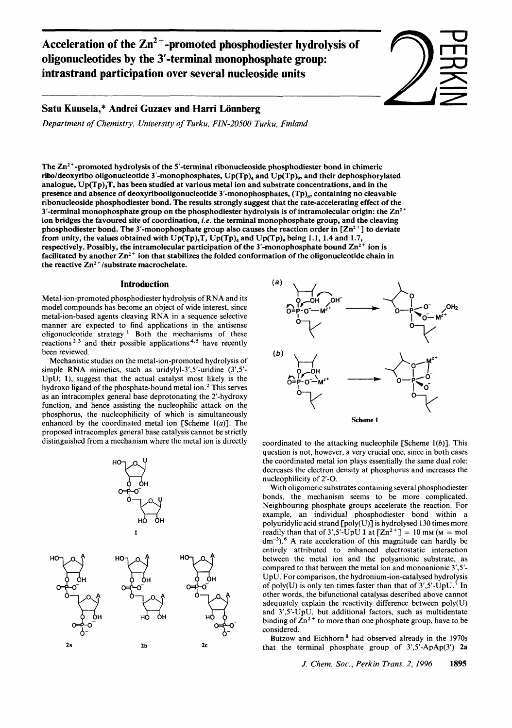# Acceleration of the $Zn^{2+}$-promoted phosphodiester hydrolysis of oligonucleotides by the 3′-terminal monophosphate group: intrastrand participation over several nucleoside units

**Satu Kuusela,* Andrei Guzaev and Harri Lönnberg**

*Department of Chemistry, University of Turku, FIN-20500 Turku, Finland*

The $Zn^{2+}$-promoted hydrolysis of the 5′-terminal ribonucleoside phosphodiester bond in chimeric ribo/deoxyribo oligonucleotide 3′-monophosphates, $Up(Tp)_4$ and $Up(Tp)_9$, and their dephosphorylated analogue, $Up(Tp)_3T$, has been studied at various metal ion and substrate concentrations, and in the presence and absence of deoxyribooligonucleotide 3′-monophosphates, $(Tp)_n$, containing no cleavable ribonucleoside phosphodiester bond. The results strongly suggest that the rate-accelerating effect of the 3′-terminal monophosphate group on the phosphodiester hydrolysis is of intramolecular origin: the $Zn^{2+}$ ion bridges the favoured site of coordination, *i.e.* the terminal monophosphate group, and the cleaving phosphodiester bond. The 3′-monophosphate group also causes the reaction order in $[Zn^{2+}]$ to deviate from unity, the values obtained with $Up(Tp)_3T$, $Up(Tp)_4$ and $Up(Tp)_9$ being 1.1, 1.4 and 1.7, respectively. Possibly, the intramolecular participation of the 3′-monophosphate bound $Zn^{2+}$ ion is facilitated by another $Zn^{2+}$ ion that stabilizes the folded conformation of the oligonucleotide chain in the reactive $Zn^{2+}$/substrate macrochelate.

## Introduction

Metal-ion-promoted phosphodiester hydrolysis of RNA and its model compounds has become an object of wide interest, since metal-ion-based agents cleaving RNA in a sequence selective manner are expected to find applications in the antisense oligonucleotide strategy.[1] Both the mechanisms of these reactions[2,3] and their possible applications[4,5] have recently been reviewed.

Mechanistic studies on the metal-ion-promoted hydrolysis of simple RNA mimetics, such as uridylyl-3′,5′-uridine (3′,5′-UpU; **1**), suggest that the actual catalyst most likely is the hydroxo ligand of the phosphate-bound metal ion.[2] This serves as an intracomplex general base deprotonating the 2′-hydroxy function, and hence assisting the nucleophilic attack on the phosphorus, the nucleophilicity of which is simultaneously enhanced by the coordinated metal ion [Scheme 1(*a*)]. The proposed intracomplex general base catalysis cannot be strictly distinguished from a mechanism where the metal ion is directly coordinated to the attacking nucleophile [Scheme 1(*b*)]. This question is not, however, a very crucial one, since in both cases the coordinated metal ion plays essentially the same dual role: decreases the electron density at phosphorus and increases the nucleophilicity of 2′-O.

**1**

**2a** **2b** **2c**

**Scheme 1**

With oligomeric substrates containing several phosphodiester bonds, the mechanism seems to be more complicated. Neighbouring phosphate groups accelerate the reaction. For example, an individual phosphodiester bond within a polyuridylic acid strand [poly(U)] is hydrolysed 130 times more readily than that of 3′,5′-UpU **1** at $[Zn^{2+}]$ = 10 mM (M = mol dm$^{-3}$).[6] A rate acceleration of this magnitude can hardly be entirely attributed to enhanced electrostatic interaction between the metal ion and the polyanionic substrate, as compared to that between the metal ion and monoanionic 3′,5′-UpU. For comparison, the hydronium-ion-catalysed hydrolysis of poly(U) is only ten times faster than that of 3′,5′-UpU.[7] In other words, the bifunctional catalysis described above cannot adequately explain the reactivity difference between poly(U) and 3′,5′-UpU, but additional factors, such as multidentate binding of $Zn^{2+}$ to more than one phosphate group, have to be considered.

Butzow and Eichhorn[8] had observed already in the 1970s that the terminal phosphate group of 3′,5′-ApAp(3′) **2a**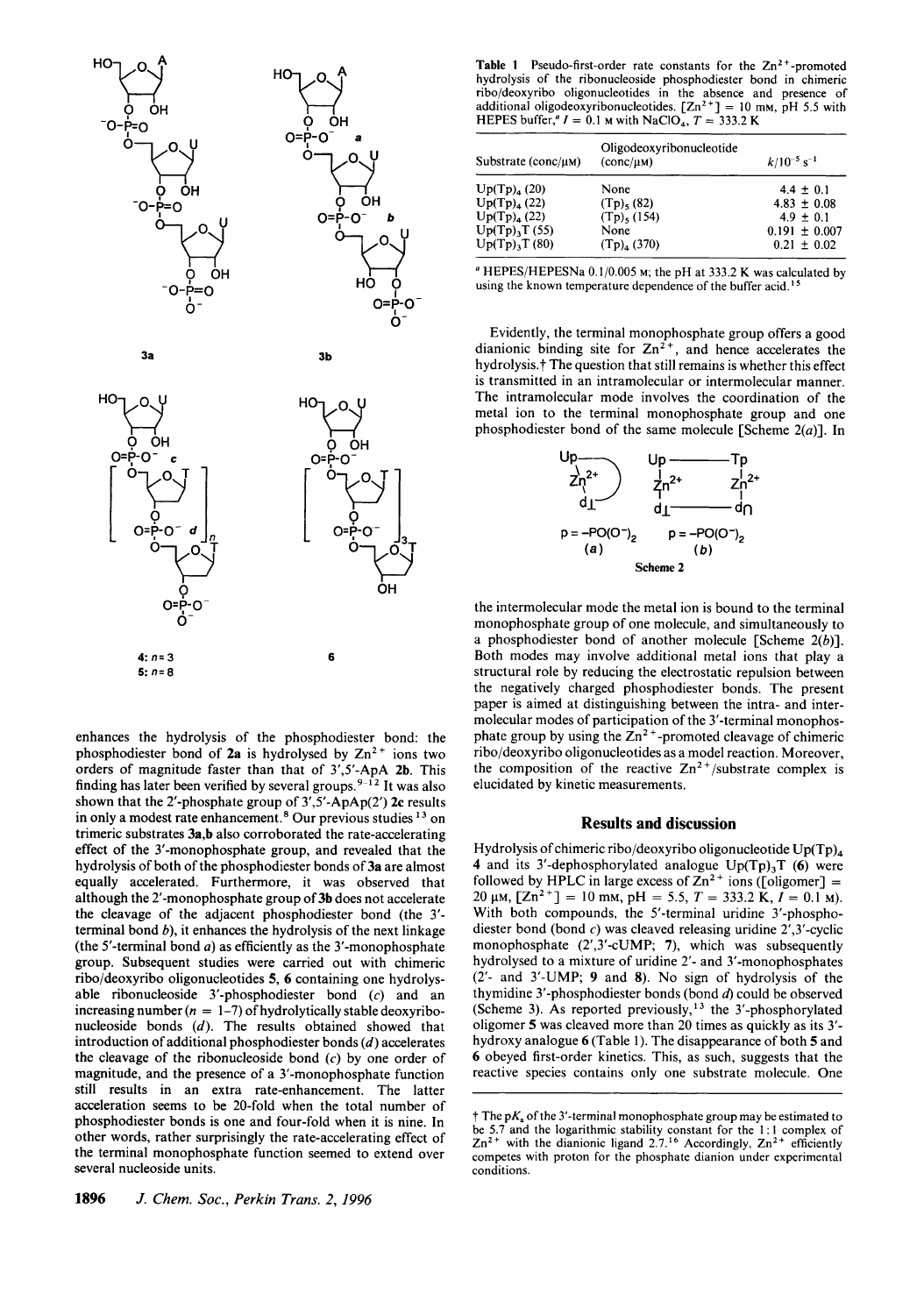3a

3b

4: $n = 3$

5: $n = 8$

6

enhances the hydrolysis of the phosphodiester bond: the phosphodiester bond of **2a** is hydrolysed by $Zn^{2+}$ ions two orders of magnitude faster than that of 3′,5′-ApA **2b**. This finding has later been verified by several groups.[9–12] It was also shown that the 2′-phosphate group of 3′,5′-ApAp(2′) **2c** results in only a modest rate enhancement.[8] Our previous studies[13] on trimeric substrates **3a,b** also corroborated the rate-accelerating effect of the 3′-monophosphate group, and revealed that the hydrolysis of both of the phosphodiester bonds of **3a** are almost equally accelerated. Furthermore, it was observed that although the 2′-monophosphate group of **3b** does not accelerate the cleavage of the adjacent phosphodiester bond (the 3′-terminal bond *b*), it enhances the hydrolysis of the next linkage (the 5′-terminal bond *a*) as efficiently as the 3′-monophosphate group. Subsequent studies were carried out with chimeric ribo/deoxyribo oligonucleotides **5**, **6** containing one hydrolysable ribonucleoside 3′-phosphodiester bond (*c*) and an increasing number ($n$ = 1–7) of hydrolytically stable deoxyribonucleoside bonds (*d*). The results obtained showed that introduction of additional phosphodiester bonds (*d*) accelerates the cleavage of the ribonucleoside bond (*c*) by one order of magnitude, and the presence of a 3′-monophosphate function still results in an extra rate-enhancement. The latter acceleration seems to be 20-fold when the total number of phosphodiester bonds is one and four-fold when it is nine. In other words, rather surprisingly the rate-accelerating effect of the terminal monophosphate function seemed to extend over several nucleoside units.

**Table 1** Pseudo-first-order rate constants for the $Zn^{2+}$-promoted hydrolysis of the ribonucleoside phosphodiester bond in chimeric ribo/deoxyribo oligonucleotides in the absence and presence of additional oligodeoxyribonucleotides. $[Zn^{2+}]$ = 10 mM, pH 5.5 with HEPES buffer,[a] $I$ = 0.1 M with $NaClO_4$, $T$ = 333.2 K

| Substrate (conc/μM) | Oligodeoxyribonucleotide (conc/μM) | $k/10^{-5}\ s^{-1}$ |
|---|---|---|
| Up(Tp)$_4$ (20) | None | 4.4 ± 0.1 |
| Up(Tp)$_4$ (22) | (Tp)$_5$ (82) | 4.83 ± 0.08 |
| Up(Tp)$_4$ (22) | (Tp)$_5$ (154) | 4.9 ± 0.1 |
| Up(Tp)$_3$T (55) | None | 0.191 ± 0.007 |
| Up(Tp)$_3$T (80) | (Tp)$_4$ (370) | 0.21 ± 0.02 |

[a] HEPES/HEPESNa 0.1/0.005 M; the pH at 333.2 K was calculated by using the known temperature dependence of the buffer acid.[15]

Evidently, the terminal monophosphate group offers a good dianionic binding site for $Zn^{2+}$, and hence accelerates the hydrolysis.† The question that still remains is whether this effect is transmitted in an intramolecular or intermolecular manner. The intramolecular mode involves the coordination of the metal ion to the terminal monophosphate group and one phosphodiester bond of the same molecule [Scheme 2(*a*)]. In

p = –PO(O⁻)₂ (*a*)  p = –PO(O⁻)₂ (*b*)

**Scheme 2**

the intermolecular mode the metal ion is bound to the terminal monophosphate group of one molecule, and simultaneously to a phosphodiester bond of another molecule [Scheme 2(*b*)]. Both modes may involve additional metal ions that play a structural role by reducing the electrostatic repulsion between the negatively charged phosphodiester bonds. The present paper is aimed at distinguishing between the intra- and intermolecular modes of participation of the 3′-terminal monophosphate group by using the $Zn^{2+}$-promoted cleavage of chimeric ribo/deoxyribo oligonucleotides as a model reaction. Moreover, the composition of the reactive $Zn^{2+}$/substrate complex is elucidated by kinetic measurements.

## Results and discussion

Hydrolysis of chimeric ribo/deoxyribo oligonucleotide Up(Tp)$_4$ **4** and its 3′-dephosphorylated analogue Up(Tp)$_3$T (**6**) were followed by HPLC in large excess of $Zn^{2+}$ ions ([oligomer] = 20 μM, $[Zn^{2+}]$ = 10 mM, pH = 5.5, $T$ = 333.2 K, $I$ = 0.1 M). With both compounds, the 5′-terminal uridine 3′-phosphodiester bond (bond *c*) was cleaved releasing uridine 2′,3′-cyclic monophosphate (2′,3′-cUMP; **7**), which was subsequently hydrolysed to a mixture of uridine 2′- and 3′-monophosphates (2′- and 3′-UMP; **9** and **8**). No sign of hydrolysis of the thymidine 3′-phosphodiester bonds (bond *d*) could be observed (Scheme 3). As reported previously,[13] the 3′-phosphorylated oligomer **5** was cleaved more than 20 times as quickly as its 3′-hydroxy analogue **6** (Table 1). The disappearance of both **5** and **6** obeyed first-order kinetics. This, as such, suggests that the reactive species contains only one substrate molecule. One

† The $pK_a$ of the 3′-terminal monophosphate group may be estimated to be 5.7 and the logarithmic stability constant for the 1:1 complex of $Zn^{2+}$ with the dianionic ligand 2.7.[16] Accordingly, $Zn^{2+}$ efficiently competes with proton for the phosphate dianion under experimental conditions.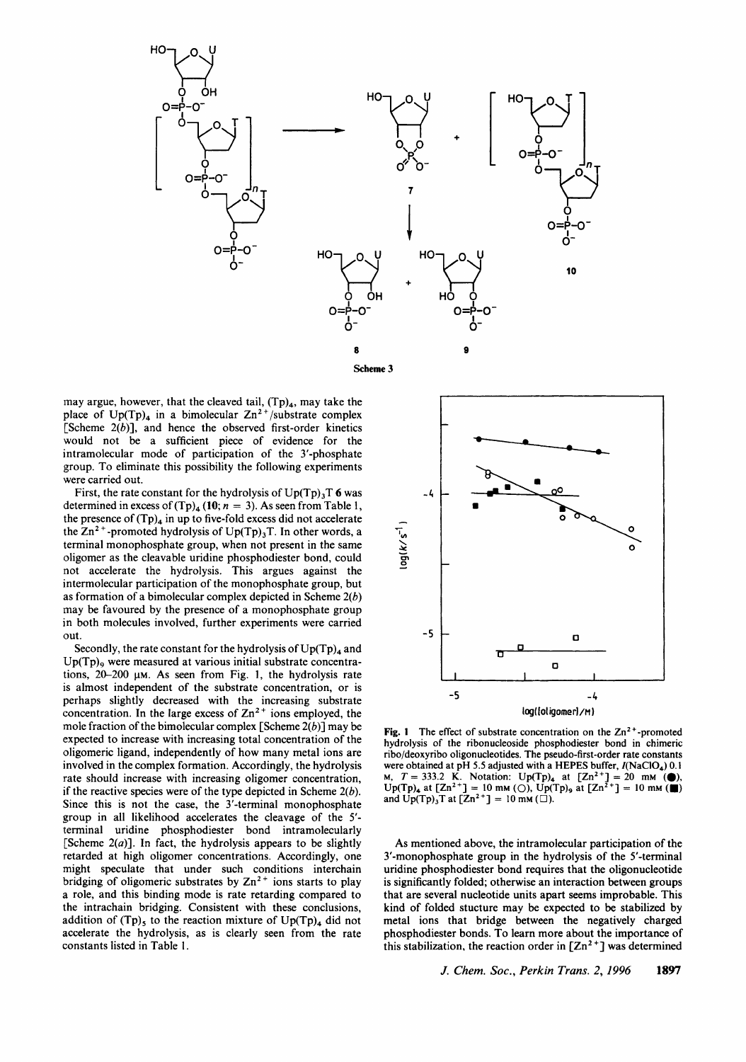Scheme 3

may argue, however, that the cleaved tail, $(Tp)_4$, may take the place of $Up(Tp)_4$ in a bimolecular $Zn^{2+}$/substrate complex [Scheme 2(*b*)], and hence the observed first-order kinetics would not be a sufficient piece of evidence for the intramolecular mode of participation of the 3′-phosphate group. To eliminate this possibility the following experiments were carried out.

First, the rate constant for the hydrolysis of $Up(Tp)_3T$ **6** was determined in excess of $(Tp)_4$ (**10**; $n = 3$). As seen from Table 1, the presence of $(Tp)_4$ in up to five-fold excess did not accelerate the $Zn^{2+}$-promoted hydrolysis of $Up(Tp)_3T$. In other words, a terminal monophosphate group, when not present in the same oligomer as the cleavable uridine phosphodiester bond, could not accelerate the hydrolysis. This argues against the intermolecular participation of the monophosphate group, but as formation of a bimolecular complex depicted in Scheme 2(*b*) may be favoured by the presence of a monophosphate group in both molecules involved, further experiments were carried out.

Secondly, the rate constant for the hydrolysis of $Up(Tp)_4$ and $Up(Tp)_9$ were measured at various initial substrate concentrations, 20–200 μM. As seen from Fig. 1, the hydrolysis rate is almost independent of the substrate concentration, or is perhaps slightly decreased with the increasing substrate concentration. In the large excess of $Zn^{2+}$ ions employed, the mole fraction of the bimolecular complex [Scheme 2(*b*)] may be expected to increase with increasing total concentration of the oligomeric ligand, independently of how many metal ions are involved in the complex formation. Accordingly, the hydrolysis rate should increase with increasing oligomer concentration, if the reactive species were of the type depicted in Scheme 2(*b*). Since this is not the case, the 3′-terminal monophosphate group in all likelihood accelerates the cleavage of the 5′-terminal uridine phosphodiester bond intramolecularly [Scheme 2(*a*)]. In fact, the hydrolysis appears to be slightly retarded at high oligomer concentrations. Accordingly, one might speculate that under such conditions interchain bridging of oligomeric substrates by $Zn^{2+}$ ions starts to play a role, and this binding mode is rate retarding compared to the intrachain bridging. Consistent with these conclusions, addition of $(Tp)_5$ to the reaction mixture of $Up(Tp)_4$ did not accelerate the hydrolysis, as is clearly seen from the rate constants listed in Table 1.

**Fig. 1** The effect of substrate concentration on the $Zn^{2+}$-promoted hydrolysis of the ribonucleoside phosphodiester bond in chimeric ribo/deoxyribo oligonucleotides. The pseudo-first-order rate constants were obtained at pH 5.5 adjusted with a HEPES buffer, $I(NaClO_4)$ 0.1 M, $T = 333.2$ K. Notation: $Up(Tp)_4$ at $[Zn^{2+}] = 20$ mM (●), $Up(Tp)_4$ at $[Zn^{2+}] = 10$ mM (○), $Up(Tp)_9$ at $[Zn^{2+}] = 10$ mM (■) and $Up(Tp)_3T$ at $[Zn^{2+}] = 10$ mM (□).

As mentioned above, the intramolecular participation of the 3′-monophosphate group in the hydrolysis of the 5′-terminal uridine phosphodiester bond requires that the oligonucleotide is significantly folded; otherwise an interaction between groups that are several nucleotide units apart seems improbable. This kind of folded stucture may be expected to be stabilized by metal ions that bridge between the negatively charged phosphodiester bonds. To learn more about the importance of this stabilization, the reaction order in $[Zn^{2+}]$ was determined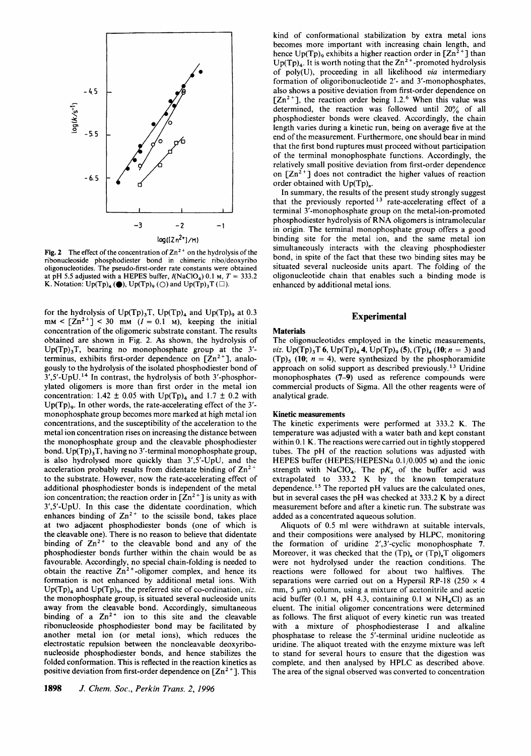Fig. 2 The effect of the concentration of $Zn^{2+}$ on the hydrolysis of the ribonucleoside phosphodiester bond in chimeric ribo/deoxyribo oligonucleotides. The pseudo-first-order rate constants were obtained at pH 5.5 adjusted with a HEPES buffer, $I(NaClO_4)$ 0.1 M, $T$ = 333.2 K. Notation: Up(Tp)$_4$ (●), Up(Tp)$_9$ (○) and Up(Tp)$_3$T (□).

for the hydrolysis of Up(Tp)$_3$T, Up(Tp)$_4$ and Up(Tp)$_9$ at 0.3 mM < [$Zn^{2+}$] < 30 mM ($I$ = 0.1 M), keeping the initial concentration of the oligomeric substrate constant. The results obtained are shown in Fig. 2. As shown, the hydrolysis of Up(Tp)$_3$T, bearing no monophosphate group at the 3′-terminus, exhibits first-order dependence on [$Zn^{2+}$], analogously to the hydrolysis of the isolated phosphodiester bond of 3′,5′-UpU.[14] In contrast, the hydrolysis of both 3′-phosphorylated oligomers is more than first order in the metal ion concentration: 1.42 ± 0.05 with Up(Tp)$_4$ and 1.7 ± 0.2 with Up(Tp)$_9$. In other words, the rate-accelerating effect of the 3′-monophosphate group becomes more marked at high metal ion concentrations, and the susceptibility of the acceleration to the metal ion concentration rises on increasing the distance between the monophosphate group and the cleavable phosphodiester bond. Up(Tp)$_3$T, having no 3′-terminal monophosphate group, is also hydrolysed more quickly than 3′,5′-UpU, and the acceleration probably results from didentate binding of $Zn^{2+}$ to the substrate. However, now the rate-accelerating effect of additional phosphodiester bonds is independent of the metal ion concentration; the reaction order in [$Zn^{2+}$] is unity as with 3′,5′-UpU. In this case the didentate coordination, which enhances binding of $Zn^{2+}$ to the scissile bond, takes place at two adjacent phosphodiester bonds (one of which is the cleavable one). There is no reason to believe that didentate binding of $Zn^{2+}$ to the cleavable bond and any of the phosphodiester bonds further within the chain would be as favourable. Accordingly, no special chain-folding is needed to obtain the reactive $Zn^{2+}$-oligomer complex, and hence its formation is not enhanced by additional metal ions. With Up(Tp)$_4$ and Up(Tp)$_9$, the preferred site of co-ordination, *viz.* the monophosphate group, is situated several nucleoside units away from the cleavable bond. Accordingly, simultaneous binding of a $Zn^{2+}$ ion to this site and the cleavable ribonucleoside phosphodiester bond may be facilitated by another metal ion (or metal ions), which reduces the electrostatic repulsion between the noncleavable deoxyribonucleoside phosphodiester bonds, and hence stabilizes the folded conformation. This is reflected in the reaction kinetics as positive deviation from first-order dependence on [$Zn^{2+}$]. This kind of conformational stabilization by extra metal ions becomes more important with increasing chain length, and hence Up(Tp)$_9$ exhibits a higher reaction order in [$Zn^{2+}$] than Up(Tp)$_4$. It is worth noting that the $Zn^{2+}$-promoted hydrolysis of poly(U), proceeding in all likelihood *via* intermediary formation of oligoribonucleotide 2′- and 3′-monophosphates, also shows a positive deviation from first-order dependence on [$Zn^{2+}$], the reaction order being 1.2.[6] When this value was determined, the reaction was followed until 20% of all phosphodiester bonds were cleaved. Accordingly, the chain length varies during a kinetic run, being on average five at the end of the measurement. Furthermore, one should bear in mind that the first bond ruptures must proceed without participation of the terminal monophosphate functions. Accordingly, the relatively small positive deviation from first-order dependence on [$Zn^{2+}$] does not contradict the higher values of reaction order obtained with Up(Tp)$_n$.

In summary, the results of the present study strongly suggest that the previously reported[13] rate-accelerating effect of a terminal 3′-monophosphate group on the metal-ion-promoted phosphodiester hydrolysis of RNA oligomers is intramolecular in origin. The terminal monophosphate group offers a good binding site for the metal ion, and the same metal ion simultaneously interacts with the cleaving phosphodiester bond, in spite of the fact that these two binding sites may be situated several nucleoside units apart. The folding of the oligonucleotide chain that enables such a binding mode is enhanced by additional metal ions.

## Experimental

### Materials

The oligonucleotides employed in the kinetic measurements, *viz.* Up(Tp)$_3$T **6**, Up(Tp)$_4$ **4**, Up(Tp)$_9$ **(5)**, (Tp)$_4$ (**10**; $n$ = 3) and (Tp)$_5$ (**10**; $n$ = 4), were synthesized by the phosphoramidite approach on solid support as described previously.[13] Uridine monophosphates (**7–9**) used as reference compounds were commercial products of Sigma. All the other reagents were of analytical grade.

### Kinetic measurements

The kinetic experiments were performed at 333.2 K. The temperature was adjusted with a water bath and kept constant within 0.1 K. The reactions were carried out in tightly stoppered tubes. The pH of the reaction solutions was adjusted with HEPES buffer (HEPES/HEPESNa 0.1/0.005 M) and the ionic strength with $NaClO_4$. The p$K_a$ of the buffer acid was extrapolated to 333.2 K by the known temperature dependence.[15] The reported pH values are the calculated ones, but in several cases the pH was checked at 333.2 K by a direct measurement before and after a kinetic run. The substrate was added as a concentrated aqueous solution.

Aliquots of 0.5 ml were withdrawn at suitable intervals, and their compositions were analysed by HLPC, monitoring the formation of uridine 2′,3′-cyclic monophosphate **7**. Moreover, it was checked that the (Tp)$_n$ or (Tp)$_n$T oligomers were not hydrolysed under the reaction conditions. The reactions were followed for about two halflives. The separations were carried out on a Hypersil RP-18 (250 × 4 mm, 5 μm) column, using a mixture of acetonitrile and acetic acid buffer (0.1 M, pH 4.3, containing 0.1 M $NH_4Cl$) as an eluent. The initial oligomer concentrations were determined as follows. The first aliquot of every kinetic run was treated with a mixture of phosphodiesterase I and alkaline phosphatase to release the 5′-terminal uridine nucleotide as uridine. The aliquot treated with the enzyme mixture was left to stand for several hours to ensure that the digestion was complete, and then analysed by HPLC as described above. The area of the signal observed was converted to concentration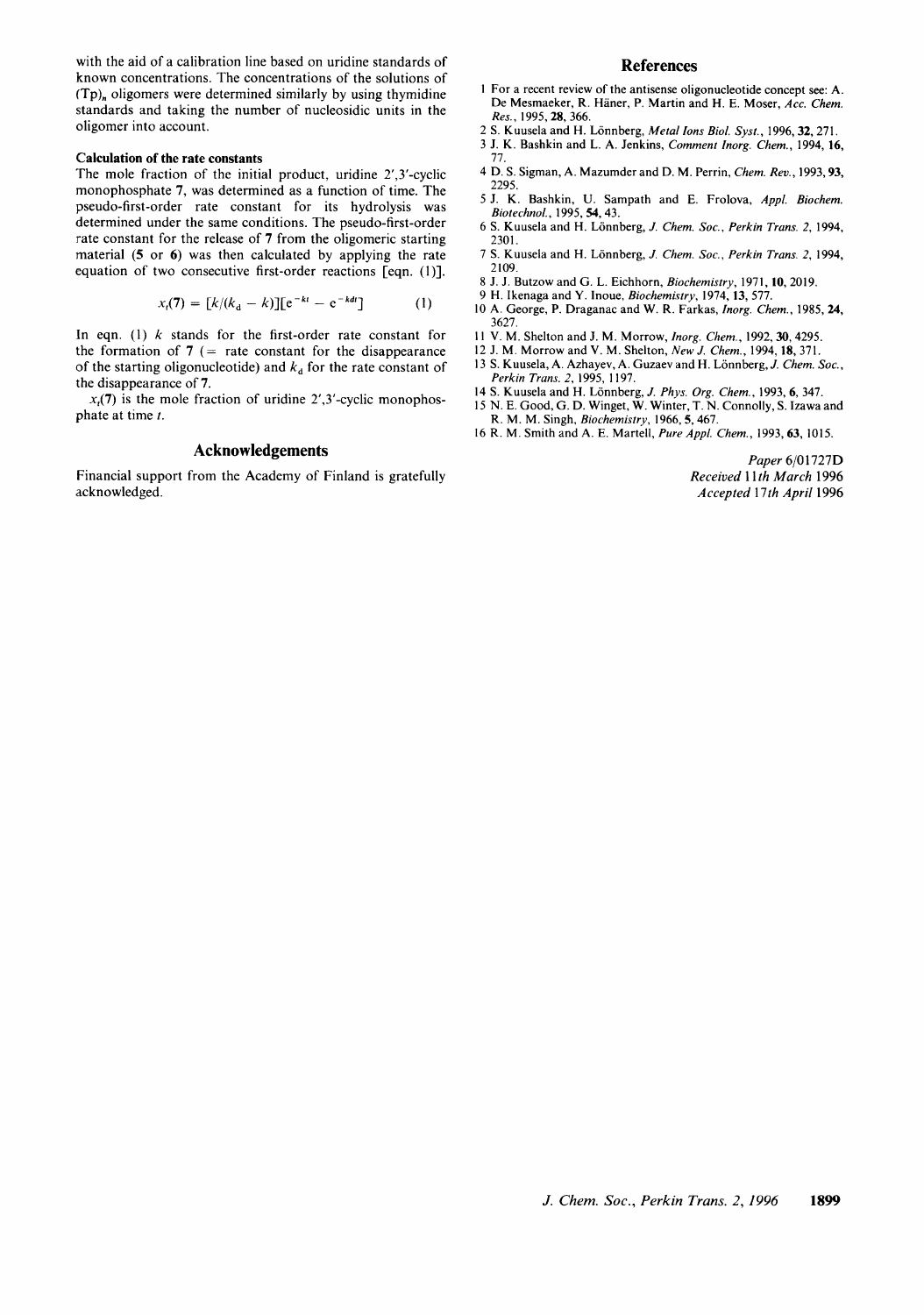with the aid of a calibration line based on uridine standards of known concentrations. The concentrations of the solutions of $(Tp)_n$ oligomers were determined similarly by using thymidine standards and taking the number of nucleosidic units in the oligomer into account.

### Calculation of the rate constants

The mole fraction of the initial product, uridine 2′,3′-cyclic monophosphate **7**, was determined as a function of time. The pseudo-first-order rate constant for its hydrolysis was determined under the same conditions. The pseudo-first-order rate constant for the release of **7** from the oligomeric starting material (**5** or **6**) was then calculated by applying the rate equation of two consecutive first-order reactions [eqn. (1)].

$$x_t(\mathbf{7}) = [k/(k_d - k)][e^{-kt} - e^{-k_d t}] \qquad (1)$$

In eqn. (1) $k$ stands for the first-order rate constant for the formation of **7** (= rate constant for the disappearance of the starting oligonucleotide) and $k_d$ for the rate constant of the disappearance of **7**.

$x_t(\mathbf{7})$ is the mole fraction of uridine 2′,3′-cyclic monophosphate at time $t$.

## Acknowledgements

Financial support from the Academy of Finland is gratefully acknowledged.

## References

1. For a recent review of the antisense oligonucleotide concept see: A. De Mesmaeker, R. Häner, P. Martin and H. E. Moser, *Acc. Chem. Res.*, 1995, **28**, 366.
2. S. Kuusela and H. Lönnberg, *Metal Ions Biol. Syst.*, 1996, **32**, 271.
3. J. K. Bashkin and L. A. Jenkins, *Comment Inorg. Chem.*, 1994, **16**, 77.
4. D. S. Sigman, A. Mazumder and D. M. Perrin, *Chem. Rev.*, 1993, **93**, 2295.
5. J. K. Bashkin, U. Sampath and E. Frolova, *Appl. Biochem. Biotechnol.*, 1995, **54**, 43.
6. S. Kuusela and H. Lönnberg, *J. Chem. Soc., Perkin Trans. 2*, 1994, 2301.
7. S. Kuusela and H. Lönnberg, *J. Chem. Soc., Perkin Trans. 2*, 1994, 2109.
8. J. J. Butzow and G. L. Eichhorn, *Biochemistry*, 1971, **10**, 2019.
9. H. Ikenaga and Y. Inoue, *Biochemistry*, 1974, **13**, 577.
10. A. George, P. Draganac and W. R. Farkas, *Inorg. Chem.*, 1985, **24**, 3627.
11. V. M. Shelton and J. M. Morrow, *Inorg. Chem.*, 1992, **30**, 4295.
12. J. M. Morrow and V. M. Shelton, *New J. Chem.*, 1994, **18**, 371.
13. S. Kuusela, A. Azhayev, A. Guzaev and H. Lönnberg, *J. Chem. Soc., Perkin Trans. 2*, 1995, 1197.
14. S. Kuusela and H. Lönnberg, *J. Phys. Org. Chem.*, 1993, **6**, 347.
15. N. E. Good, G. D. Winget, W. Winter, T. N. Connolly, S. Izawa and R. M. M. Singh, *Biochemistry*, 1966, **5**, 467.
16. R. M. Smith and A. E. Martell, *Pure Appl. Chem.*, 1993, **63**, 1015.

*Paper* 6/01727D
*Received* 11*th March* 1996
*Accepted* 17*th April* 1996